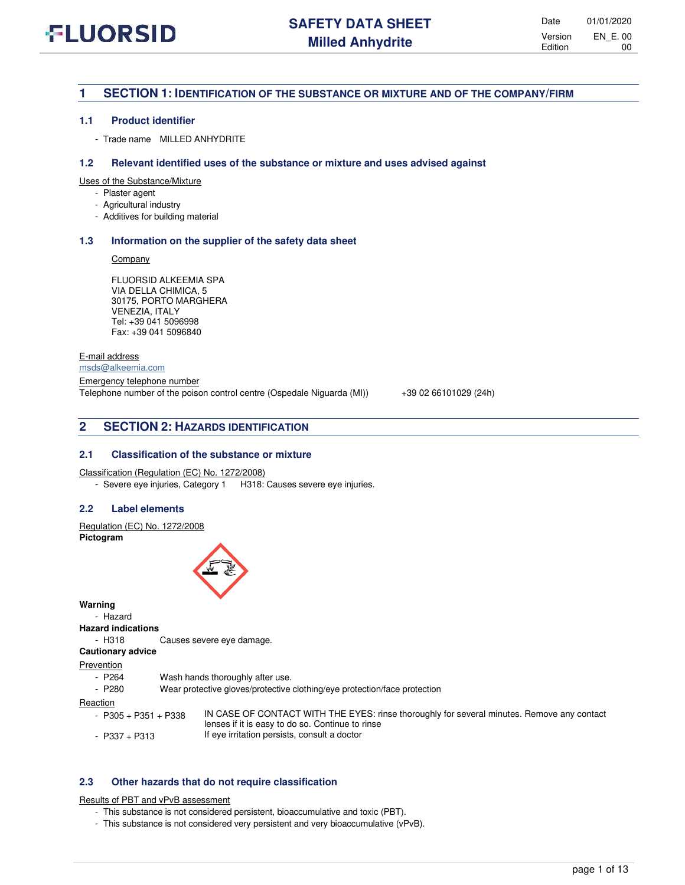# SAFETY DATA SHEET
## Milled Anhydrite

| Date | 01/01/2020 |
| --- | --- |
| Version | EN_E. 00 |
| Edition | 00 |

## 1 SECTION 1: IDENTIFICATION OF THE SUBSTANCE OR MIXTURE AND OF THE COMPANY/FIRM

### 1.1 Product identifier

- Trade name MILLED ANHYDRITE

### 1.2 Relevant identified uses of the substance or mixture and uses advised against

Uses of the Substance/Mixture

- Plaster agent
- Agricultural industry
- Additives for building material

### 1.3 Information on the supplier of the safety data sheet

Company

FLUORSID ALKEEMIA SPA
VIA DELLA CHIMICA, 5
30175, PORTO MARGHERA
VENEZIA, ITALY
Tel: +39 041 5096998
Fax: +39 041 5096840

E-mail address
msds@alkeemia.com

Emergency telephone number
Telephone number of the poison control centre (Ospedale Niguarda (MI)) +39 02 66101029 (24h)

## 2 SECTION 2: HAZARDS IDENTIFICATION

### 2.1 Classification of the substance or mixture

Classification (Regulation (EC) No. 1272/2008)

- Severe eye injuries, Category 1 H318: Causes severe eye injuries.

### 2.2 Label elements

Regulation (EC) No. 1272/2008
**Pictogram**

**Warning**

- Hazard

**Hazard indications**

- H318 Causes severe eye damage.

**Cautionary advice**

Prevention

- P264 Wash hands thoroughly after use.
- P280 Wear protective gloves/protective clothing/eye protection/face protection

Reaction

- P305 + P351 + P338 IN CASE OF CONTACT WITH THE EYES: rinse thoroughly for several minutes. Remove any contact lenses if it is easy to do so. Continue to rinse
- P337 + P313 If eye irritation persists, consult a doctor

### 2.3 Other hazards that do not require classification

Results of PBT and vPvB assessment

- This substance is not considered persistent, bioaccumulative and toxic (PBT).
- This substance is not considered very persistent and very bioaccumulative (vPvB).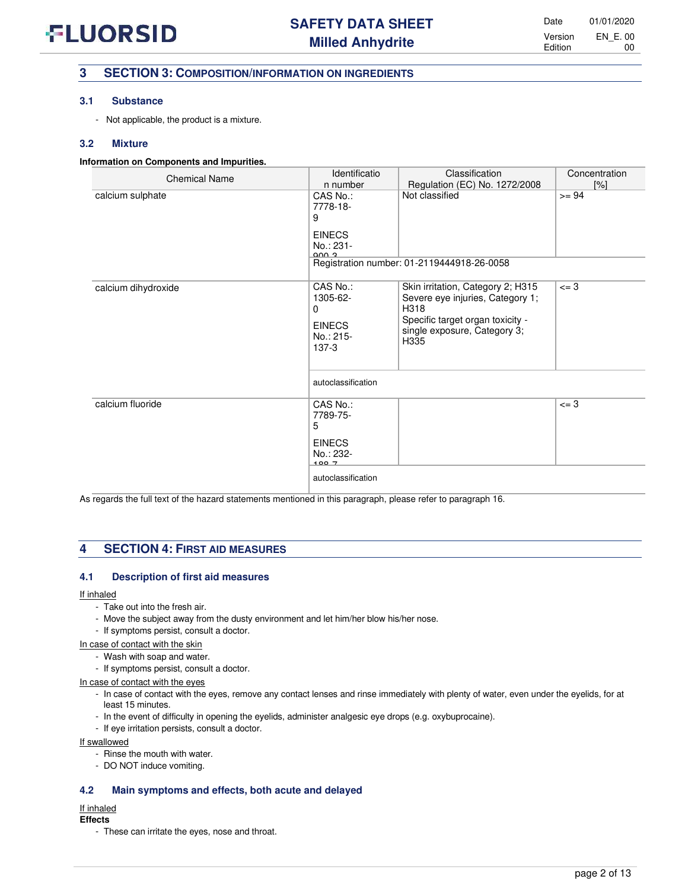## 3 SECTION 3: COMPOSITION/INFORMATION ON INGREDIENTS

### 3.1 Substance

- Not applicable, the product is a mixture.

### 3.2 Mixture

**Information on Components and Impurities.**

| Chemical Name | Identification number | Classification Regulation (EC) No. 1272/2008 | Concentration [%] |
|---|---|---|---|
| calcium sulphate | CAS No.: 7778-18-9<br>EINECS No.: 231-900-3 | Not classified | >= 94 |
| | Registration number: 01-2119444918-26-0058 | | |
| calcium dihydroxide | CAS No.: 1305-62-0<br>EINECS No.: 215-137-3 | Skin irritation, Category 2; H315<br>Severe eye injuries, Category 1; H318<br>Specific target organ toxicity - single exposure, Category 3; H335 | <= 3 |
| | autoclassification | | |
| calcium fluoride | CAS No.: 7789-75-5<br>EINECS No.: 232-188-7 | | <= 3 |
| | autoclassification | | |

As regards the full text of the hazard statements mentioned in this paragraph, please refer to paragraph 16.

## 4 SECTION 4: FIRST AID MEASURES

### 4.1 Description of first aid measures

If inhaled

- Take out into the fresh air.
- Move the subject away from the dusty environment and let him/her blow his/her nose.
- If symptoms persist, consult a doctor.

In case of contact with the skin

- Wash with soap and water.
- If symptoms persist, consult a doctor.

In case of contact with the eyes

- In case of contact with the eyes, remove any contact lenses and rinse immediately with plenty of water, even under the eyelids, for at least 15 minutes.
- In the event of difficulty in opening the eyelids, administer analgesic eye drops (e.g. oxybuprocaine).
- If eye irritation persists, consult a doctor.

If swallowed

- Rinse the mouth with water.
- DO NOT induce vomiting.

### 4.2 Main symptoms and effects, both acute and delayed

If inhaled

**Effects**

- These can irritate the eyes, nose and throat.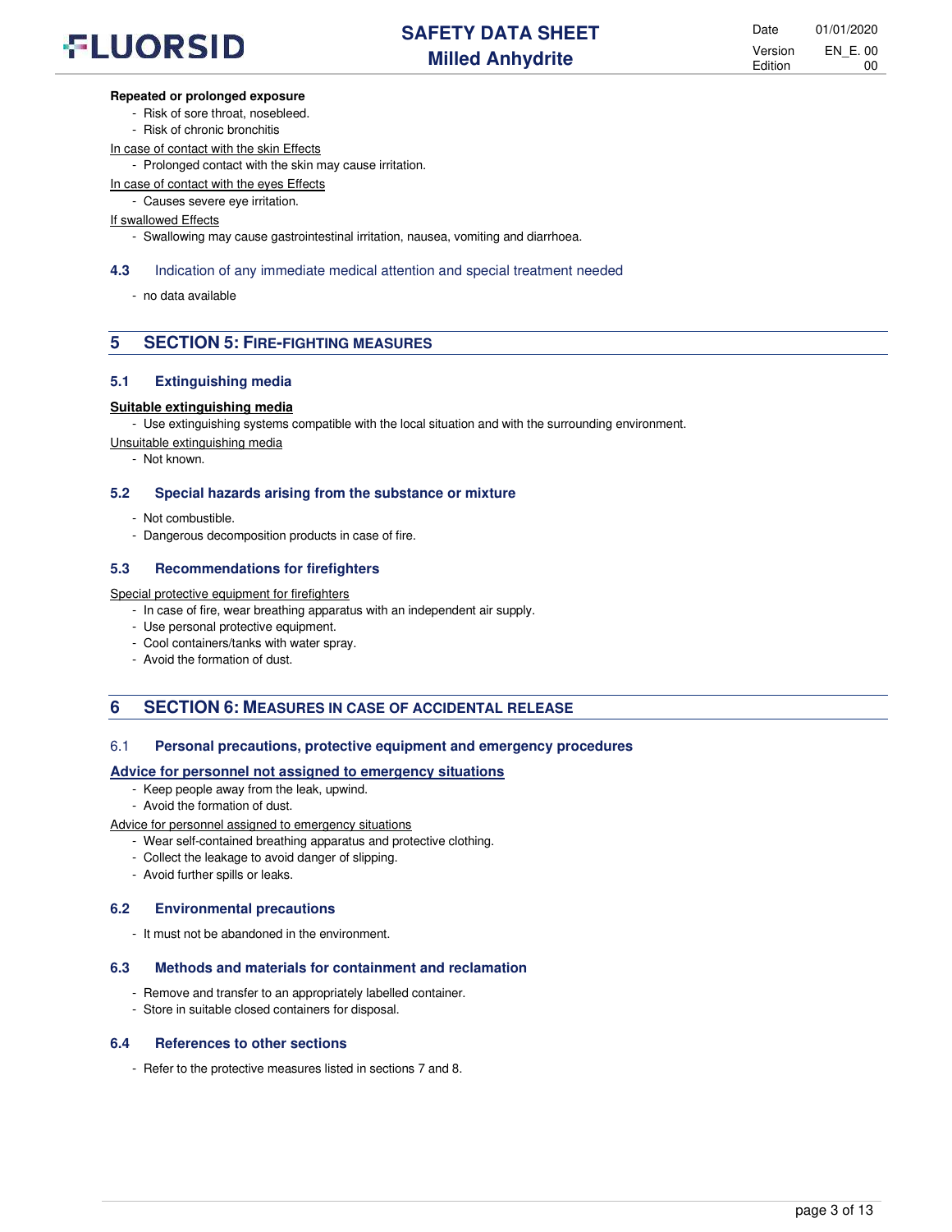**Repeated or prolonged exposure**

- Risk of sore throat, nosebleed.
- Risk of chronic bronchitis

In case of contact with the skin Effects

- Prolonged contact with the skin may cause irritation.

In case of contact with the eyes Effects

- Causes severe eye irritation.

If swallowed Effects

- Swallowing may cause gastrointestinal irritation, nausea, vomiting and diarrhoea.

### 4.3 Indication of any immediate medical attention and special treatment needed

- no data available

## 5 SECTION 5: FIRE-FIGHTING MEASURES

### 5.1 Extinguishing media

**Suitable extinguishing media**

- Use extinguishing systems compatible with the local situation and with the surrounding environment.

Unsuitable extinguishing media

- Not known.

### 5.2 Special hazards arising from the substance or mixture

- Not combustible.
- Dangerous decomposition products in case of fire.

### 5.3 Recommendations for firefighters

Special protective equipment for firefighters

- In case of fire, wear breathing apparatus with an independent air supply.
- Use personal protective equipment.
- Cool containers/tanks with water spray.
- Avoid the formation of dust.

## 6 SECTION 6: MEASURES IN CASE OF ACCIDENTAL RELEASE

### 6.1 Personal precautions, protective equipment and emergency procedures

**Advice for personnel not assigned to emergency situations**

- Keep people away from the leak, upwind.
- Avoid the formation of dust.

Advice for personnel assigned to emergency situations

- Wear self-contained breathing apparatus and protective clothing.
- Collect the leakage to avoid danger of slipping.
- Avoid further spills or leaks.

### 6.2 Environmental precautions

- It must not be abandoned in the environment.

### 6.3 Methods and materials for containment and reclamation

- Remove and transfer to an appropriately labelled container.
- Store in suitable closed containers for disposal.

### 6.4 References to other sections

- Refer to the protective measures listed in sections 7 and 8.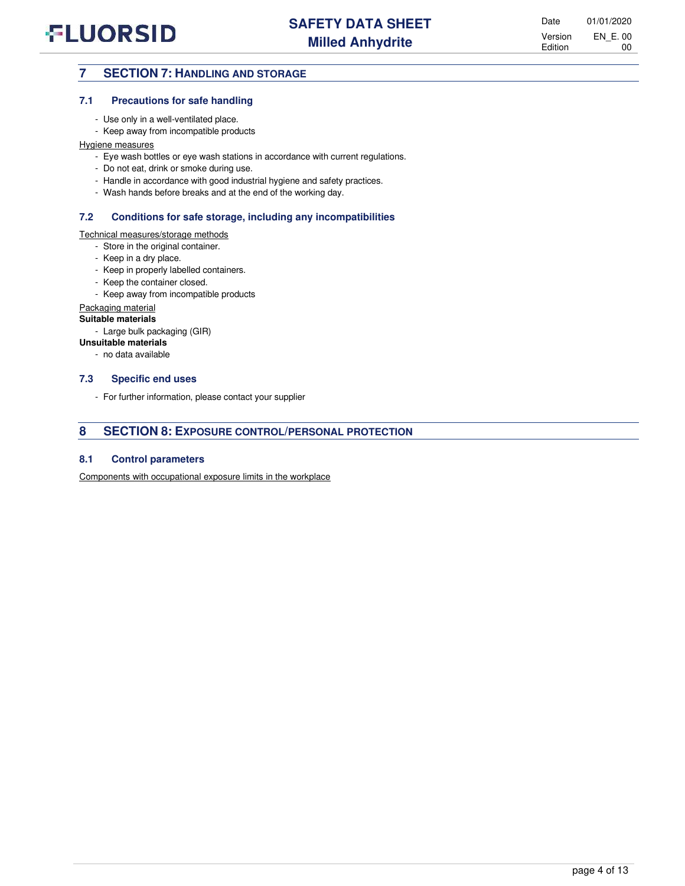## 7 SECTION 7: HANDLING AND STORAGE

### 7.1 Precautions for safe handling

- Use only in a well-ventilated place.
- Keep away from incompatible products

Hygiene measures

- Eye wash bottles or eye wash stations in accordance with current regulations.
- Do not eat, drink or smoke during use.
- Handle in accordance with good industrial hygiene and safety practices.
- Wash hands before breaks and at the end of the working day.

### 7.2 Conditions for safe storage, including any incompatibilities

Technical measures/storage methods

- Store in the original container.
- Keep in a dry place.
- Keep in properly labelled containers.
- Keep the container closed.
- Keep away from incompatible products

Packaging material

**Suitable materials**

- Large bulk packaging (GIR)

**Unsuitable materials**

- no data available

### 7.3 Specific end uses

- For further information, please contact your supplier

## 8 SECTION 8: EXPOSURE CONTROL/PERSONAL PROTECTION

### 8.1 Control parameters

Components with occupational exposure limits in the workplace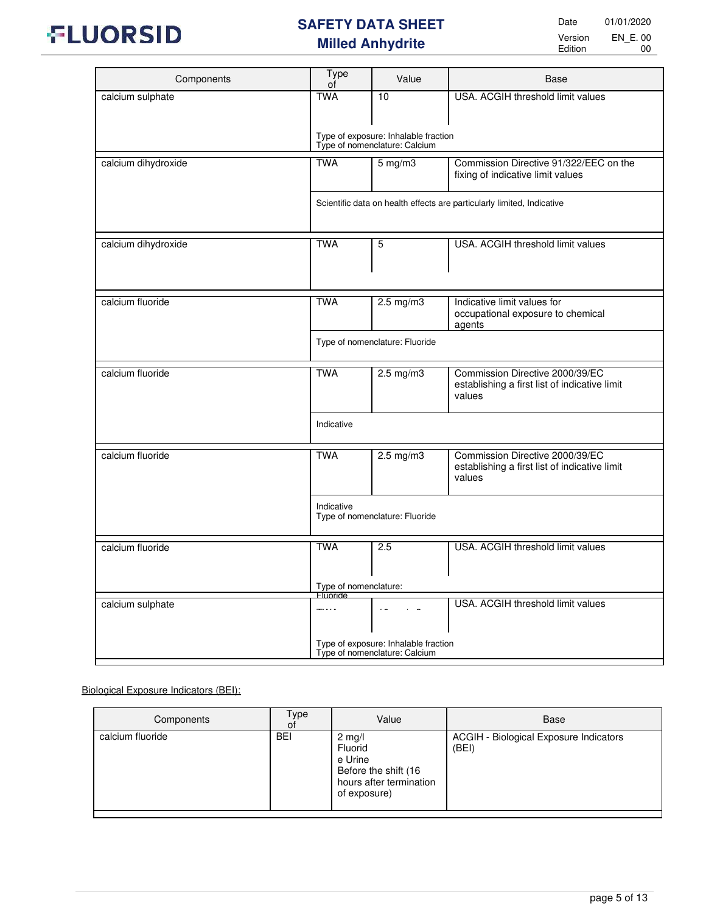| Components | Type of | Value | Base |
|---|---|---|---|
| calcium sulphate | TWA | 10 | USA. ACGIH threshold limit values |
| | Type of exposure: Inhalable fraction<br>Type of nomenclature: Calcium | | |
| calcium dihydroxide | TWA | 5 mg/m3 | Commission Directive 91/322/EEC on the fixing of indicative limit values |
| | Scientific data on health effects are particularly limited, Indicative | | |
| calcium dihydroxide | TWA | 5 | USA. ACGIH threshold limit values |
| calcium fluoride | TWA | 2.5 mg/m3 | Indicative limit values for occupational exposure to chemical agents |
| | Type of nomenclature: Fluoride | | |
| calcium fluoride | TWA | 2.5 mg/m3 | Commission Directive 2000/39/EC establishing a first list of indicative limit values |
| | Indicative | | |
| calcium fluoride | TWA | 2.5 mg/m3 | Commission Directive 2000/39/EC establishing a first list of indicative limit values |
| | Indicative<br>Type of nomenclature: Fluoride | | |
| calcium fluoride | TWA | 2.5 | USA. ACGIH threshold limit values |
| | Type of nomenclature: Fluoride | | |
| calcium sulphate | TWA | 10 mg/m3 | USA. ACGIH threshold limit values |
| | Type of exposure: Inhalable fraction<br>Type of nomenclature: Calcium | | |

Biological Exposure Indicators (BEI):

| Components | Type of | Value | Base |
|---|---|---|---|
| calcium fluoride | BEI | 2 mg/l Fluoride Urine Before the shift (16 hours after termination of exposure) | ACGIH - Biological Exposure Indicators (BEI) |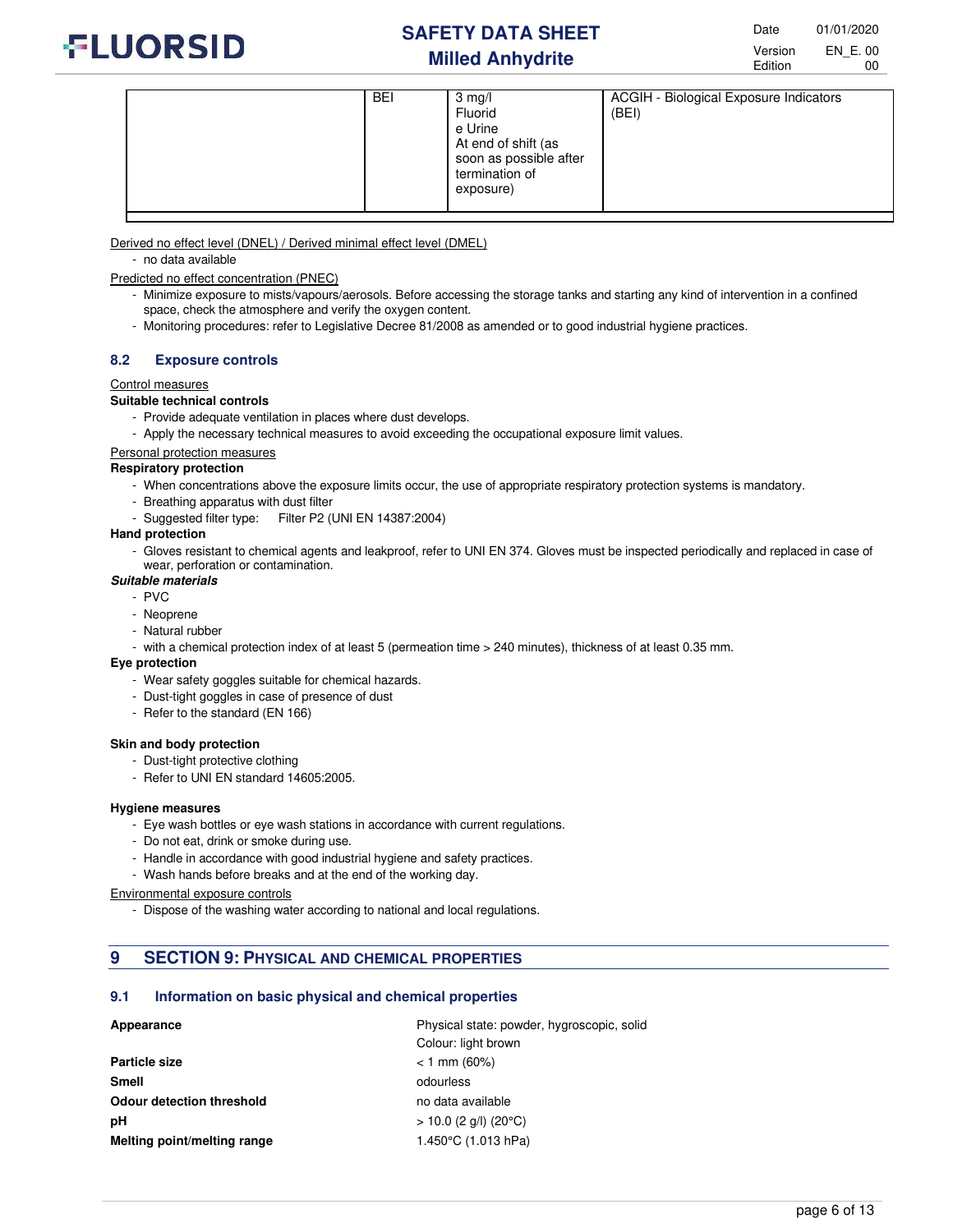|  | BEI | 3 mg/l Fluoride Urine At end of shift (as soon as possible after termination of exposure) | ACGIH - Biological Exposure Indicators (BEI) |
|---|---|---|---|

Derived no effect level (DNEL) / Derived minimal effect level (DMEL)

- no data available

Predicted no effect concentration (PNEC)

- Minimize exposure to mists/vapours/aerosols. Before accessing the storage tanks and starting any kind of intervention in a confined space, check the atmosphere and verify the oxygen content.
- Monitoring procedures: refer to Legislative Decree 81/2008 as amended or to good industrial hygiene practices.

### 8.2 Exposure controls

Control measures

**Suitable technical controls**

- Provide adequate ventilation in places where dust develops.
- Apply the necessary technical measures to avoid exceeding the occupational exposure limit values.

Personal protection measures

**Respiratory protection**

- When concentrations above the exposure limits occur, the use of appropriate respiratory protection systems is mandatory.
- Breathing apparatus with dust filter
- Suggested filter type: Filter P2 (UNI EN 14387:2004)

**Hand protection**

- Gloves resistant to chemical agents and leakproof, refer to UNI EN 374. Gloves must be inspected periodically and replaced in case of wear, perforation or contamination.

***Suitable materials***

- PVC
- Neoprene
- Natural rubber
- with a chemical protection index of at least 5 (permeation time > 240 minutes), thickness of at least 0.35 mm.

**Eye protection**

- Wear safety goggles suitable for chemical hazards.
- Dust-tight goggles in case of presence of dust
- Refer to the standard (EN 166)

**Skin and body protection**

- Dust-tight protective clothing
- Refer to UNI EN standard 14605:2005.

**Hygiene measures**

- Eye wash bottles or eye wash stations in accordance with current regulations.
- Do not eat, drink or smoke during use.
- Handle in accordance with good industrial hygiene and safety practices.
- Wash hands before breaks and at the end of the working day.

Environmental exposure controls

- Dispose of the washing water according to national and local regulations.

## 9 SECTION 9: PHYSICAL AND CHEMICAL PROPERTIES

### 9.1 Information on basic physical and chemical properties

| | |
|---|---|
| **Appearance** | Physical state: powder, hygroscopic, solid<br>Colour: light brown |
| **Particle size** | < 1 mm (60%) |
| **Smell** | odourless |
| **Odour detection threshold** | no data available |
| **pH** | > 10.0 (2 g/l) (20°C) |
| **Melting point/melting range** | 1.450°C (1.013 hPa) |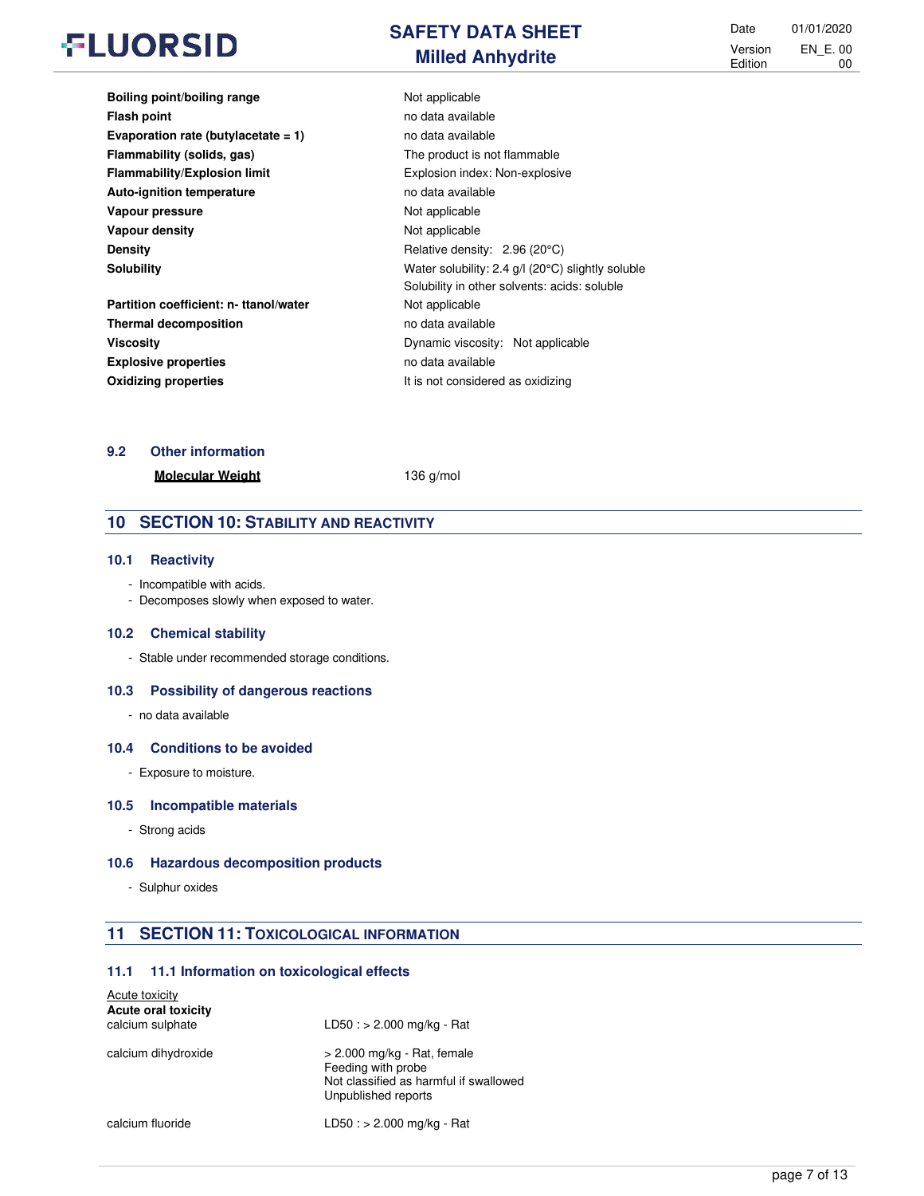| | |
|---|---|
| **Boiling point/boiling range** | Not applicable |
| **Flash point** | no data available |
| **Evaporation rate (butylacetate = 1)** | no data available |
| **Flammability (solids, gas)** | The product is not flammable |
| **Flammability/Explosion limit** | Explosion index: Non-explosive |
| **Auto-ignition temperature** | no data available |
| **Vapour pressure** | Not applicable |
| **Vapour density** | Not applicable |
| **Density** | Relative density: 2.96 (20°C) |
| **Solubility** | Water solubility: 2.4 g/l (20°C) slightly soluble<br>Solubility in other solvents: acids: soluble |
| **Partition coefficient: n- ttanol/water** | Not applicable |
| **Thermal decomposition** | no data available |
| **Viscosity** | Dynamic viscosity: Not applicable |
| **Explosive properties** | no data available |
| **Oxidizing properties** | It is not considered as oxidizing |

### 9.2 Other information

**Molecular Weight** 136 g/mol

## 10 SECTION 10: STABILITY AND REACTIVITY

### 10.1 Reactivity

- Incompatible with acids.
- Decomposes slowly when exposed to water.

### 10.2 Chemical stability

- Stable under recommended storage conditions.

### 10.3 Possibility of dangerous reactions

- no data available

### 10.4 Conditions to be avoided

- Exposure to moisture.

### 10.5 Incompatible materials

- Strong acids

### 10.6 Hazardous decomposition products

- Sulphur oxides

## 11 SECTION 11: TOXICOLOGICAL INFORMATION

### 11.1 11.1 Information on toxicological effects

Acute toxicity

**Acute oral toxicity**

| | |
|---|---|
| calcium sulphate | LD50 : > 2.000 mg/kg - Rat |
| calcium dihydroxide | > 2.000 mg/kg - Rat, female<br>Feeding with probe<br>Not classified as harmful if swallowed<br>Unpublished reports |
| calcium fluoride | LD50 : > 2.000 mg/kg - Rat |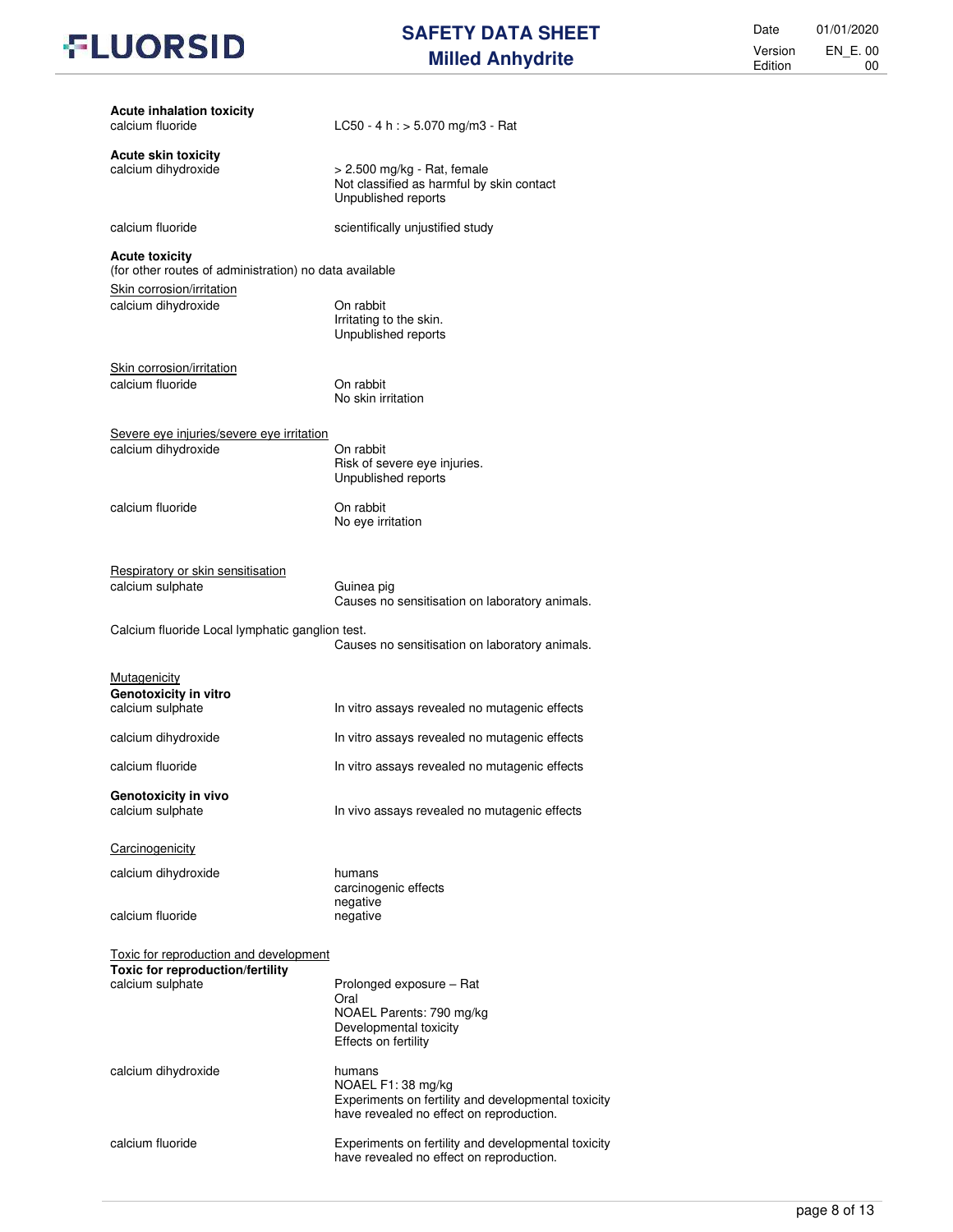**Acute inhalation toxicity**

calcium fluoride — LC50 - 4 h : > 5.070 mg/m3 - Rat

**Acute skin toxicity**

calcium dihydroxide — > 2.500 mg/kg - Rat, female
Not classified as harmful by skin contact
Unpublished reports

calcium fluoride — scientifically unjustified study

**Acute toxicity**
(for other routes of administration) no data available

Skin corrosion/irritation

calcium dihydroxide — On rabbit
Irritating to the skin.
Unpublished reports

Skin corrosion/irritation

calcium fluoride — On rabbit
No skin irritation

Severe eye injuries/severe eye irritation

calcium dihydroxide — On rabbit
Risk of severe eye injuries.
Unpublished reports

calcium fluoride — On rabbit
No eye irritation

Respiratory or skin sensitisation

calcium sulphate — Guinea pig
Causes no sensitisation on laboratory animals.

Calcium fluoride Local lymphatic ganglion test.
Causes no sensitisation on laboratory animals.

Mutagenicity

**Genotoxicity in vitro**

calcium sulphate — In vitro assays revealed no mutagenic effects

calcium dihydroxide — In vitro assays revealed no mutagenic effects

calcium fluoride — In vitro assays revealed no mutagenic effects

**Genotoxicity in vivo**

calcium sulphate — In vivo assays revealed no mutagenic effects

Carcinogenicity

calcium dihydroxide — humans
carcinogenic effects
negative

calcium fluoride — negative

Toxic for reproduction and development

**Toxic for reproduction/fertility**

calcium sulphate — Prolonged exposure – Rat
Oral
NOAEL Parents: 790 mg/kg
Developmental toxicity
Effects on fertility

calcium dihydroxide — humans
NOAEL F1: 38 mg/kg
Experiments on fertility and developmental toxicity have revealed no effect on reproduction.

calcium fluoride — Experiments on fertility and developmental toxicity have revealed no effect on reproduction.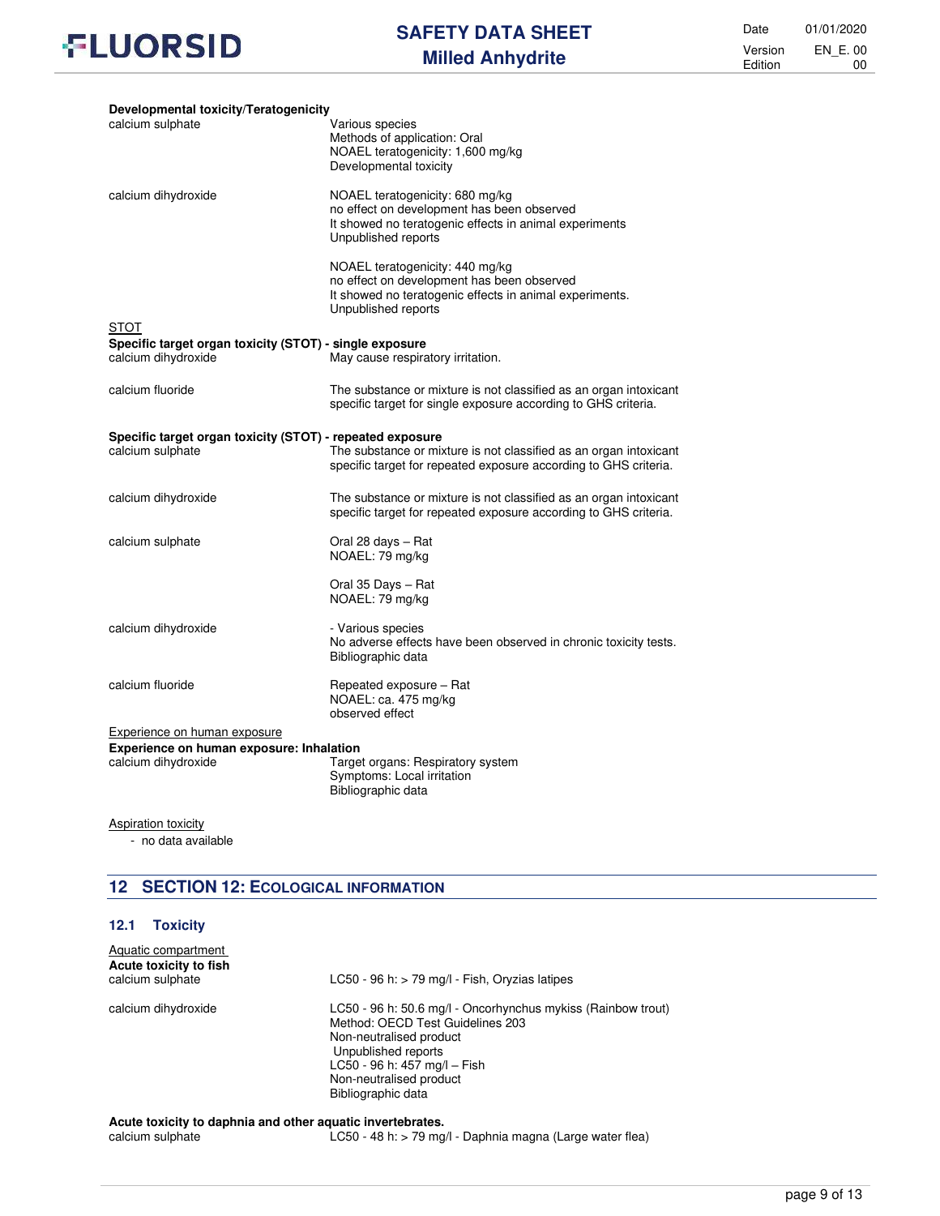**Developmental toxicity/Teratogenicity**

| | |
|---|---|
| calcium sulphate | Various species<br>Methods of application: Oral<br>NOAEL teratogenicity: 1,600 mg/kg<br>Developmental toxicity |
| calcium dihydroxide | NOAEL teratogenicity: 680 mg/kg<br>no effect on development has been observed<br>It showed no teratogenic effects in animal experiments<br>Unpublished reports |
| | NOAEL teratogenicity: 440 mg/kg<br>no effect on development has been observed<br>It showed no teratogenic effects in animal experiments.<br>Unpublished reports |

STOT

**Specific target organ toxicity (STOT) - single exposure**

| | |
|---|---|
| calcium dihydroxide | May cause respiratory irritation. |
| calcium fluoride | The substance or mixture is not classified as an organ intoxicant specific target for single exposure according to GHS criteria. |

**Specific target organ toxicity (STOT) - repeated exposure**

| | |
|---|---|
| calcium sulphate | The substance or mixture is not classified as an organ intoxicant specific target for repeated exposure according to GHS criteria. |
| calcium dihydroxide | The substance or mixture is not classified as an organ intoxicant specific target for repeated exposure according to GHS criteria. |
| calcium sulphate | Oral 28 days – Rat<br>NOAEL: 79 mg/kg |
| | Oral 35 Days – Rat<br>NOAEL: 79 mg/kg |
| calcium dihydroxide | - Various species<br>No adverse effects have been observed in chronic toxicity tests.<br>Bibliographic data |
| calcium fluoride | Repeated exposure – Rat<br>NOAEL: ca. 475 mg/kg<br>observed effect |

Experience on human exposure

**Experience on human exposure: Inhalation**

| | |
|---|---|
| calcium dihydroxide | Target organs: Respiratory system<br>Symptoms: Local irritation<br>Bibliographic data |

Aspiration toxicity

- no data available

## 12 SECTION 12: ECOLOGICAL INFORMATION

### 12.1 Toxicity

Aquatic compartment

**Acute toxicity to fish**

| | |
|---|---|
| calcium sulphate | LC50 - 96 h: > 79 mg/l - Fish, Oryzias latipes |
| calcium dihydroxide | LC50 - 96 h: 50.6 mg/l - Oncorhynchus mykiss (Rainbow trout)<br>Method: OECD Test Guidelines 203<br>Non-neutralised product<br>Unpublished reports<br>LC50 - 96 h: 457 mg/l – Fish<br>Non-neutralised product<br>Bibliographic data |

**Acute toxicity to daphnia and other aquatic invertebrates.**

| | |
|---|---|
| calcium sulphate | LC50 - 48 h: > 79 mg/l - Daphnia magna (Large water flea) |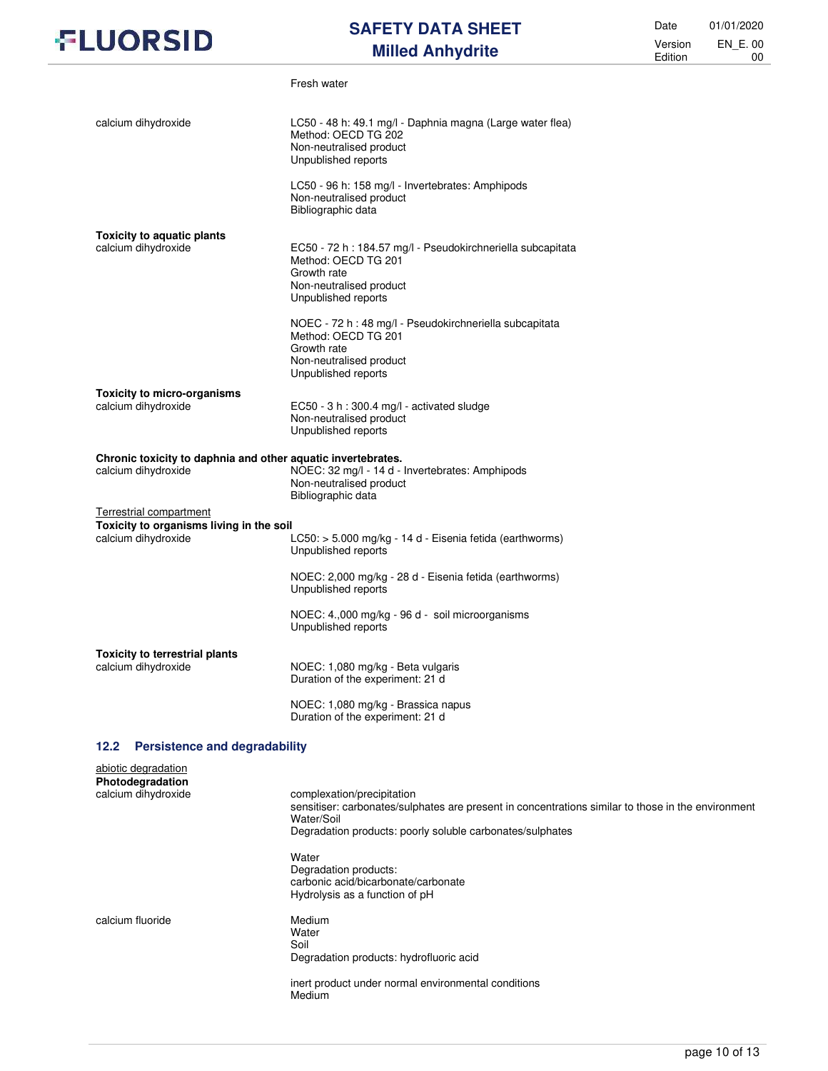Fresh water

| | |
|---|---|
| calcium dihydroxide | LC50 - 48 h: 49.1 mg/l - Daphnia magna (Large water flea)<br>Method: OECD TG 202<br>Non-neutralised product<br>Unpublished reports |
| | LC50 - 96 h: 158 mg/l - Invertebrates: Amphipods<br>Non-neutralised product<br>Bibliographic data |

**Toxicity to aquatic plants**

| | |
|---|---|
| calcium dihydroxide | EC50 - 72 h : 184.57 mg/l - Pseudokirchneriella subcapitata<br>Method: OECD TG 201<br>Growth rate<br>Non-neutralised product<br>Unpublished reports |
| | NOEC - 72 h : 48 mg/l - Pseudokirchneriella subcapitata<br>Method: OECD TG 201<br>Growth rate<br>Non-neutralised product<br>Unpublished reports |

**Toxicity to micro-organisms**

| | |
|---|---|
| calcium dihydroxide | EC50 - 3 h : 300.4 mg/l - activated sludge<br>Non-neutralised product<br>Unpublished reports |

**Chronic toxicity to daphnia and other aquatic invertebrates.**

| | |
|---|---|
| calcium dihydroxide | NOEC: 32 mg/l - 14 d - Invertebrates: Amphipods<br>Non-neutralised product<br>Bibliographic data |

Terrestrial compartment

**Toxicity to organisms living in the soil**

| | |
|---|---|
| calcium dihydroxide | LC50: > 5.000 mg/kg - 14 d - Eisenia fetida (earthworms)<br>Unpublished reports |
| | NOEC: 2,000 mg/kg - 28 d - Eisenia fetida (earthworms)<br>Unpublished reports |
| | NOEC: 4.,000 mg/kg - 96 d - soil microorganisms<br>Unpublished reports |

**Toxicity to terrestrial plants**

| | |
|---|---|
| calcium dihydroxide | NOEC: 1,080 mg/kg - Beta vulgaris<br>Duration of the experiment: 21 d |
| | NOEC: 1,080 mg/kg - Brassica napus<br>Duration of the experiment: 21 d |

## 12.2 Persistence and degradability

abiotic degradation

**Photodegradation**

| | |
|---|---|
| calcium dihydroxide | complexation/precipitation<br>sensitiser: carbonates/sulphates are present in concentrations similar to those in the environment<br>Water/Soil<br>Degradation products: poorly soluble carbonates/sulphates |
| | Water<br>Degradation products:<br>carbonic acid/bicarbonate/carbonate<br>Hydrolysis as a function of pH |
| calcium fluoride | Medium<br>Water<br>Soil<br>Degradation products: hydrofluoric acid |
| | inert product under normal environmental conditions<br>Medium |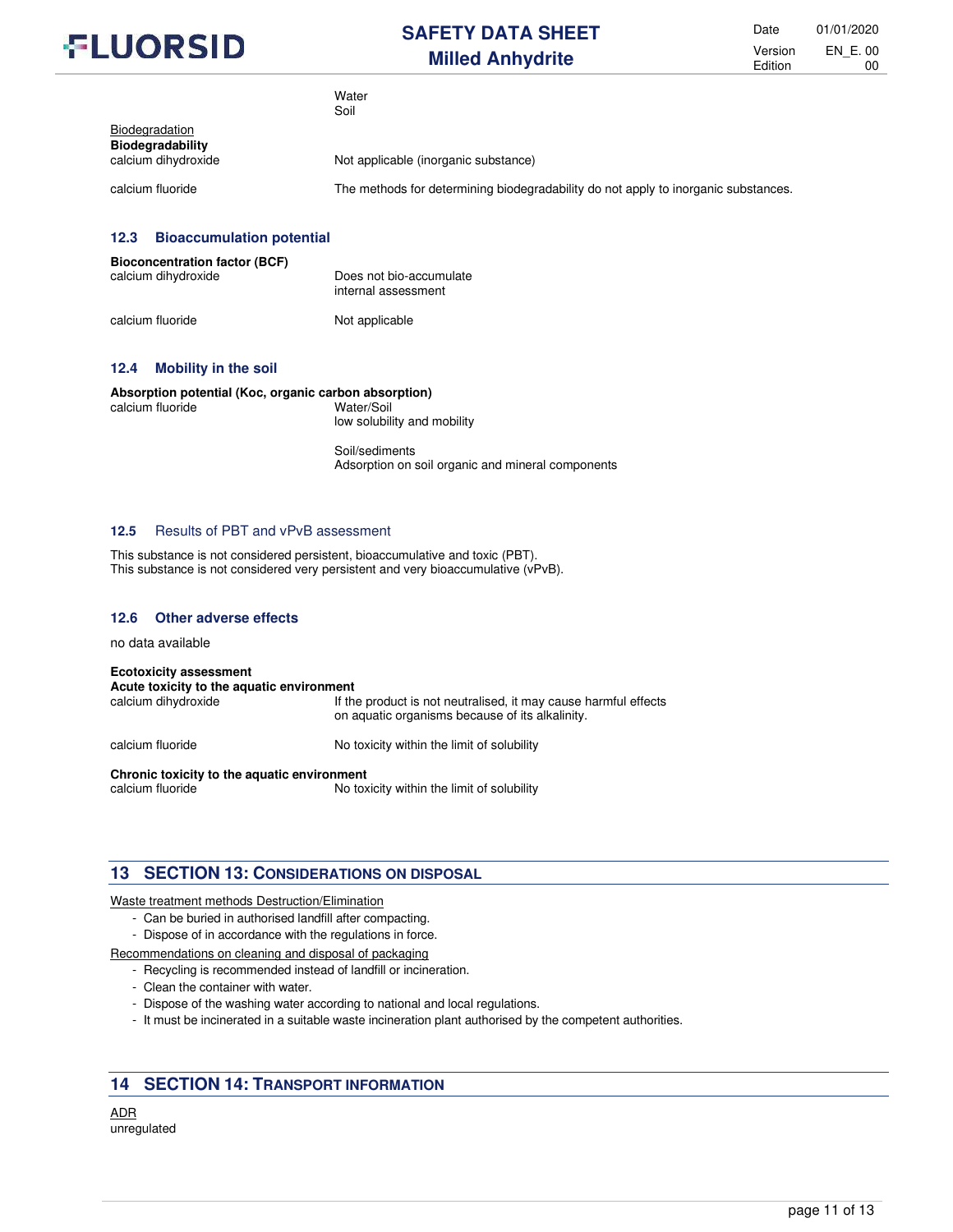Water
Soil

Biodegradation

**Biodegradability**

| | |
|---|---|
| calcium dihydroxide | Not applicable (inorganic substance) |
| calcium fluoride | The methods for determining biodegradability do not apply to inorganic substances. |

## 12.3 Bioaccumulation potential

**Bioconcentration factor (BCF)**

| | |
|---|---|
| calcium dihydroxide | Does not bio-accumulate<br>internal assessment |
| calcium fluoride | Not applicable |

## 12.4 Mobility in the soil

**Absorption potential (Koc, organic carbon absorption)**

| | |
|---|---|
| calcium fluoride | Water/Soil<br>low solubility and mobility<br><br>Soil/sediments<br>Adsorption on soil organic and mineral components |

## 12.5 Results of PBT and vPvB assessment

This substance is not considered persistent, bioaccumulative and toxic (PBT).
This substance is not considered very persistent and very bioaccumulative (vPvB).

## 12.6 Other adverse effects

no data available

**Ecotoxicity assessment**

**Acute toxicity to the aquatic environment**

| | |
|---|---|
| calcium dihydroxide | If the product is not neutralised, it may cause harmful effects on aquatic organisms because of its alkalinity. |
| calcium fluoride | No toxicity within the limit of solubility |

**Chronic toxicity to the aquatic environment**

| | |
|---|---|
| calcium fluoride | No toxicity within the limit of solubility |

# 13 SECTION 13: CONSIDERATIONS ON DISPOSAL

Waste treatment methods Destruction/Elimination

- Can be buried in authorised landfill after compacting.
- Dispose of in accordance with the regulations in force.

Recommendations on cleaning and disposal of packaging

- Recycling is recommended instead of landfill or incineration.
- Clean the container with water.
- Dispose of the washing water according to national and local regulations.
- It must be incinerated in a suitable waste incineration plant authorised by the competent authorities.

# 14 SECTION 14: TRANSPORT INFORMATION

ADR
unregulated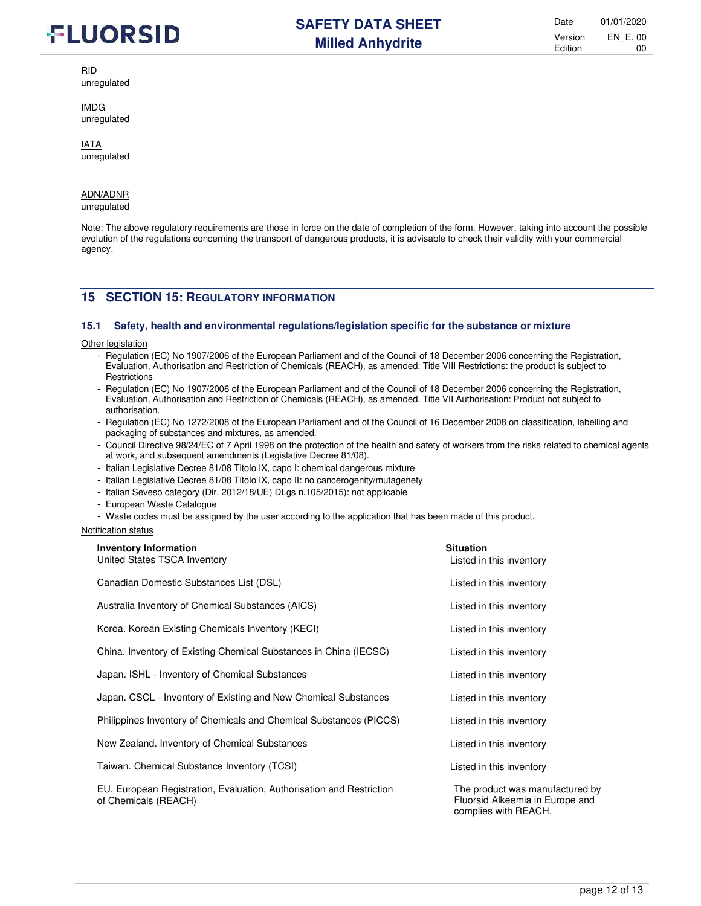RID
unregulated

IMDG
unregulated

IATA
unregulated

ADN/ADNR
unregulated

Note: The above regulatory requirements are those in force on the date of completion of the form. However, taking into account the possible evolution of the regulations concerning the transport of dangerous products, it is advisable to check their validity with your commercial agency.

## 15 SECTION 15: REGULATORY INFORMATION

### 15.1 Safety, health and environmental regulations/legislation specific for the substance or mixture

Other legislation

- Regulation (EC) No 1907/2006 of the European Parliament and of the Council of 18 December 2006 concerning the Registration, Evaluation, Authorisation and Restriction of Chemicals (REACH), as amended. Title VIII Restrictions: the product is subject to Restrictions
- Regulation (EC) No 1907/2006 of the European Parliament and of the Council of 18 December 2006 concerning the Registration, Evaluation, Authorisation and Restriction of Chemicals (REACH), as amended. Title VII Authorisation: Product not subject to authorisation.
- Regulation (EC) No 1272/2008 of the European Parliament and of the Council of 16 December 2008 on classification, labelling and packaging of substances and mixtures, as amended.
- Council Directive 98/24/EC of 7 April 1998 on the protection of the health and safety of workers from the risks related to chemical agents at work, and subsequent amendments (Legislative Decree 81/08).
- Italian Legislative Decree 81/08 Titolo IX, capo I: chemical dangerous mixture
- Italian Legislative Decree 81/08 Titolo IX, capo II: no cancerogenity/mutagenety
- Italian Seveso category (Dir. 2012/18/UE) DLgs n.105/2015): not applicable
- European Waste Catalogue
- Waste codes must be assigned by the user according to the application that has been made of this product.

Notification status

| Inventory Information | Situation |
|---|---|
| United States TSCA Inventory | Listed in this inventory |
| Canadian Domestic Substances List (DSL) | Listed in this inventory |
| Australia Inventory of Chemical Substances (AICS) | Listed in this inventory |
| Korea. Korean Existing Chemicals Inventory (KECI) | Listed in this inventory |
| China. Inventory of Existing Chemical Substances in China (IECSC) | Listed in this inventory |
| Japan. ISHL - Inventory of Chemical Substances | Listed in this inventory |
| Japan. CSCL - Inventory of Existing and New Chemical Substances | Listed in this inventory |
| Philippines Inventory of Chemicals and Chemical Substances (PICCS) | Listed in this inventory |
| New Zealand. Inventory of Chemical Substances | Listed in this inventory |
| Taiwan. Chemical Substance Inventory (TCSI) | Listed in this inventory |
| EU. European Registration, Evaluation, Authorisation and Restriction of Chemicals (REACH) | The product was manufactured by Fluorsid Alkeemia in Europe and complies with REACH. |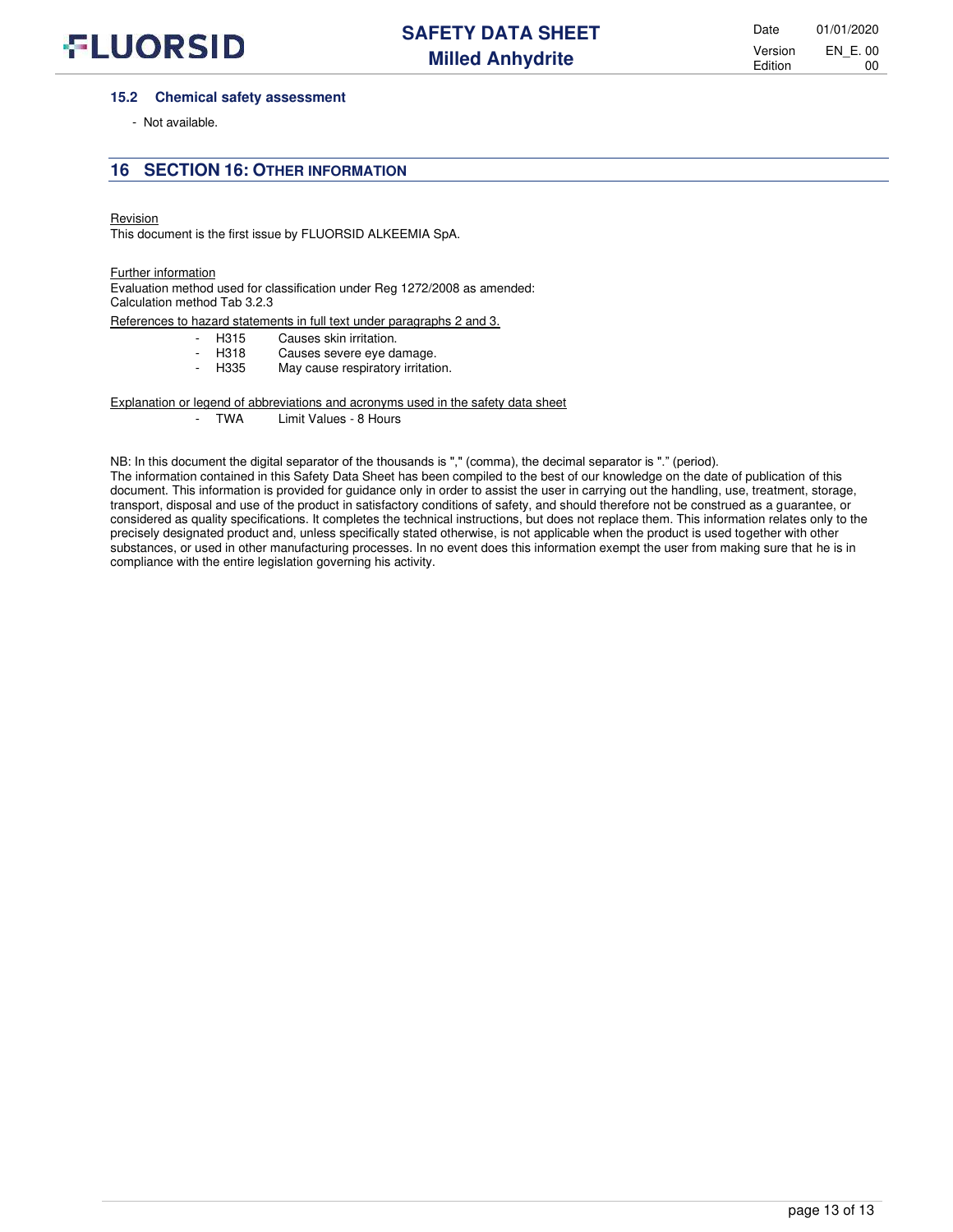### 15.2 Chemical safety assessment

- Not available.

## 16 SECTION 16: OTHER INFORMATION

Revision

This document is the first issue by FLUORSID ALKEEMIA SpA.

Further information

Evaluation method used for classification under Reg 1272/2008 as amended:
Calculation method Tab 3.2.3

References to hazard statements in full text under paragraphs 2 and 3.

- H315 Causes skin irritation.
- H318 Causes severe eye damage.
- H335 May cause respiratory irritation.

Explanation or legend of abbreviations and acronyms used in the safety data sheet

- TWA Limit Values - 8 Hours

NB: In this document the digital separator of the thousands is "," (comma), the decimal separator is "." (period).
The information contained in this Safety Data Sheet has been compiled to the best of our knowledge on the date of publication of this document. This information is provided for guidance only in order to assist the user in carrying out the handling, use, treatment, storage, transport, disposal and use of the product in satisfactory conditions of safety, and should therefore not be construed as a guarantee, or considered as quality specifications. It completes the technical instructions, but does not replace them. This information relates only to the precisely designated product and, unless specifically stated otherwise, is not applicable when the product is used together with other substances, or used in other manufacturing processes. In no event does this information exempt the user from making sure that he is in compliance with the entire legislation governing his activity.